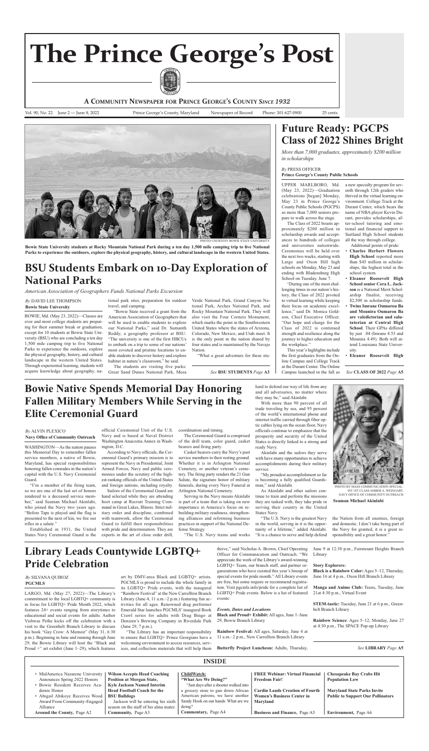# The Prince George's Post

**A Community Newspaper for Prince George's County Since 1932**

Vol. 90, No. 22 June 2 — June 8, 2022 | Prince George's County, Maryland | Newspaper of Record | Phone: 301-627-0900 | 25 cents

PHOTO COURTESY BOWIE STATE UNIVERSITY

**Bowie State University students at Rocky Mountain National Park during a ten day 1,500 mile camping trip to five National Parks to experience the outdoors, explore the physical geography, history, and cultural landscape in the western United States.**

## BSU Students Embark on 10-Day Exploration of National Parks

*American Association of Geographers Funds National Parks Excursion*

*By* DAVID LEE THOMPSON
**Bowie State University**

BOWIE, Md. (May 23, 2022)—Classes are over and most college students are preparing for their summer break or graduation, except for 10 students at Bowie State University (BSU) who are concluding a ten day 1,500 mile camping trip to five National Parks to experience the outdoors, explore the physical geography, history, and cultural landscape in the western United States. Through experiential learning, students will acquire knowledge about geography, national park sites, preparation for outdoor travel, and camping.

"Bowie State received a grant from the American Association of Geographers that will be used to enable students to explore our National Parks," said Dr. Sumanth Reddy, a geography professor at BSU. "The university is one of the first HBCUs to embark on a trip to some of our nations' most coveted and pristine locations to enable students to discover history and explore habitat in nature's classroom," he said.

The students are visiting five parks: Great Sand Dunes National Park, Mesa Verde National Park, Grand Canyon National Park, Arches National Park, and Rocky Mountain National Park. They will also visit the Four Corners Monument, which marks the point in the Southwestern United States where the states of Arizona, Colorado, New Mexico, and Utah meet. It is the only point in the nation shared by four states and is maintained by the Navajo Nation.

"What a great adventure for these stu-

*See* **BSU STUDENTS** *Page* **A3**

## Future Ready: PGCPS Class of 2022 Shines Bright

*More than 7,000 graduates, approximately $200 million in scholarships*

*By* PRESS OFFICER
**Prince George's County Public Schools**

UPPER MARLBORO, Md. (May 23, 2022)—Graduation celebrations [began] Monday, May 23 in Prince George's County Public Schools (PGCPS) as more than 7,000 seniors prepare to walk across the stage.

The Class of 2022 boasts approximately $200 million in scholarship awards and acceptances to hundreds of colleges and universities nationwide. Ceremonies will be held over the next two weeks, starting with Largo and Oxon Hill high schools on Monday, May 23 and ending with Bladensburg High School on Tuesday, June 7.

"During one of the most challenging times in our nation's history, the Class of 2022 pivoted to virtual learning while keeping their focus on academic excellence," said Dr. Monica Goldson, Chief Executive Officer. "Our hope and charge for the Class of 2022 is continued strength and resilience along the journey to higher education and the workplace."

This year's highlights include the first graduates from the Online Campus and College Track at the Durant Center. The Online Campus launched in the fall as a new specialty program for seventh through 12th graders who thrived in the virtual learning environment. College Track at the Durant Center, which bears the name of NBA player Kevin Durant, provides scholarships, after-school tutoring and emotional and financial support to Suitland High School students all the way through college.

Additional points of pride:

- **Charles Herbert Flowers High School** reported more than $45 million in scholarships, the highest total in the school system.
- **Eleanor Roosevelt High School senior Cora L. Jackson** is a National Merit Scholarship finalist, receiving $2,500 in scholarship funds.
- **Twins Imrane Oumarou Ba and Mounira Oumarou Ba are valedictorian and salutatorian at Central High School**. Their GPAs differed by just .04 (Imrane 4.53 and Mounira 4.49). Both will attend Louisiana State University.
- **Eleanor Roosevelt High**

*See* **CLASS OF 2022** *Page* **A5**

## Bowie Native Spends Memorial Day Honoring Fallen Military Members While Serving in the Elite Ceremonial Guard

*By* ALVIN PLEXICO
**Navy Office of Community Outreach**

WASHINGTON—As the nation pauses this Memorial Day to remember fallen service members, a native of Bowie, Maryland, has special responsibilities honoring fallen comrades in the nation's capital with the U.S. Navy Ceremonial Guard.

"I'm a member of the firing team, so we are one of the last set of honors rendered to a deceased service member," said Seaman Michael Akinlabi, who joined the Navy two years ago. "Before Taps is played and the flag is presented to the next of kin, we fire our rifles in a salute."

Established in 1931, the United States Navy Ceremonial Guard is the official Ceremonial Unit of the U.S. Navy and is based at Naval District Washington Anacostia Annex in Washington, D.C.

According to Navy officials, the Ceremonial Guard's primary mission is to represent the Navy in Presidential, Joint Armed Forces, Navy and public ceremonies under the scrutiny of the highest-ranking officials of the United States and foreign nations, including royalty.

Sailors of the Ceremonial Guard are hand selected while they are attending boot camp at Recruit Training Command in Great Lakes, Illinois. Strict military order and discipline, combined with teamwork, allow the Ceremonial Guard to fulfill their responsibilities with pride and determination. They are experts in the art of close order drill, coordination and timing.

The Ceremonial Guard is comprised of the drill team, color guard, casket bearers and firing party.

Casket bearers carry the Navy's past service members to their resting ground. Whether it is in Arlington National Cemetery, or another veteran's cemetery. The firing party renders the 21 Gun Salute, the signature honor of military funerals, during every Navy Funeral at Arlington National Cemetery.

Serving in the Navy means Akinlabi is part of a team that is taking on new importance in America's focus on rebuilding military readiness, strengthening alliances and reforming business practices in support of the National Defense Strategy.

"The U.S. Navy trains and works hard to defend our way of life from any and all adversaries, no matter where they may be," said Akinlabi.

With more than 90 percent of all trade traveling by sea, and 95 percent of the world's international phone and internet traffic carried through fiber optic cables lying on the ocean floor, Navy officials continue to emphasize that the prosperity and security of the United States is directly linked to a strong and ready Navy.

Akinlabi and the sailors they serve with have many opportunities to achieve accomplishments during their military service.

"My proudest accomplishment so far is becoming a fully qualified Guardsman," said Akinlabi.

As Akinlabi and other sailors continue to train and perform the missions they are tasked with, they take pride in serving their country in the United States Navy.

"The U.S. Navy is the greatest Navy in the world, serving in it is the opportunity of a lifetime," added Akinlabi. "It is a chance to serve and help defend the Nation from all enemies, foreign and domestic. I don't take being part of the Navy for granted, it is a great responsibility and a great honor."

PHOTO BY MASS COMMUNICATION SPECIALIST 1ST CLASS AMBER A. WEINGART, NAVY OFFICE OF COMMUNITY OUTREACH

**Seaman Michael Akinlabi**

## Library Leads Countywide LGBTQ+ Pride Celebration

*By* SILVANA QUIROZ
**PGCMLS**

LARGO, Md. (May 27, 2022)—The Library's commitment to the local LGBTQ+ community is in focus for LGBTQ+ Pride Month 2022, which features 24+ events ranging from storytimes to educational and social events for adults. Author Vishwas Pethe kicks off the celebration with a visit to the Greenbelt Branch Library to discuss his book "Gay Crow: A Memoir" (May 31, 6:30 p.m.). Beginning in June and running through June 29, the Bowie Library will host the "Black and Proud +" art exhibit (June 1–29), which features art by DMV-area Black and LGBTQ+ artists. PGCMLS is proud to include the whole family in its LGBTQ+ Pride events, with the inaugural "Rainbow Festival" at the New Carrollton Branch Library (June 4, 11 a.m.–2 p.m.) featuring fun activities for all ages. Renowned drag performer Emerald Star launches PGCMLS' inaugural Book Crawl series for adults with Drag Bingo at Denizen's Brewing Company in Riverdale Park (June 29, 7 p.m.).

"The Library has an important responsibility to ensure that LGBTQ+ Prince Georgeians have a welcoming environment to access resources, services, and collection materials that will help them thrive," said Nicholas A. Brown, Chief Operating Officer for Communication and Outreach. "We appreciate the work of the Library's award-winning LGBTQ+ Team, our branch staff, and partner organizations who have curated this year's lineup of special events for pride month." All Library events are free, but some require or recommend registration. Visit pgcmls.info/pride for a complete list of LGBTQ+ Pride events. Below is a list of featured events:

*Events, Dates and Locations*

**Black and Proud+ Exhibit:** All ages, June 1–June 29, Bowie Branch Library

**Rainbow Festival:** All ages, Saturday, June 4 at 11 a.m.–2 p.m., New Carrollton Branch Library

**Butterfly Project Luncheon:** Adults, Thursday, June 9 at 12:30 p.m., Fairmount Heights Branch Library

**Story Explorers:**

**Black is a Rainbow Color:** Ages 5–12, Thursday, June 16 at 4 p.m., Oxon Hill Branch Library

**Manga and Anime Club:** Teens, Tuesday, June 21at 4:30 p.m., Virtual Event

**STEM-tastic:** Tuesday, June 21 at 6 p.m., Greenbelt Branch Library

**Rainbow Science**: Ages 5–12, Monday, June 27 at 4:30 p.m., The SPACE Pop-up Library

*See* **LIBRARY** *Page* **A5**

## INSIDE

- MidAmerica Nazarene University Announces Spring 2022 Honors
- Bowie Resident Receives Academic Honor
- Abigail Abikoye Receives Wood Award From Community-Engaged Alliance

**Around the County,** Page A2

**Wilson Accepts Head Coaching Position at Morgan State, Kyle Jackson Named Interim Head Football Coach for the BSU Bulldogs**

Jackson will be entering his sixth season on the staff of his alma mater.

**Community,** Page A3

**ChildWatch: "What Are We Doing?"**

"Just days after a shooter walked into a grocery store to gun down African American patrons, we have another Sandy Hook on our hands. What are we doing?"

**Commentary,** Page A4

**FREE Webinar: Virtual Financial Freedom Fair!**

**Cardin Lauds Creation of Fourth Women's Business Center in Maryland**

**Business and Finance,** Page A5

**Chesapeake Bay Crabs Hit Population Low**

**Maryland State Parks Invite Public to Support Our Pollinators**

**Environment,** Page A6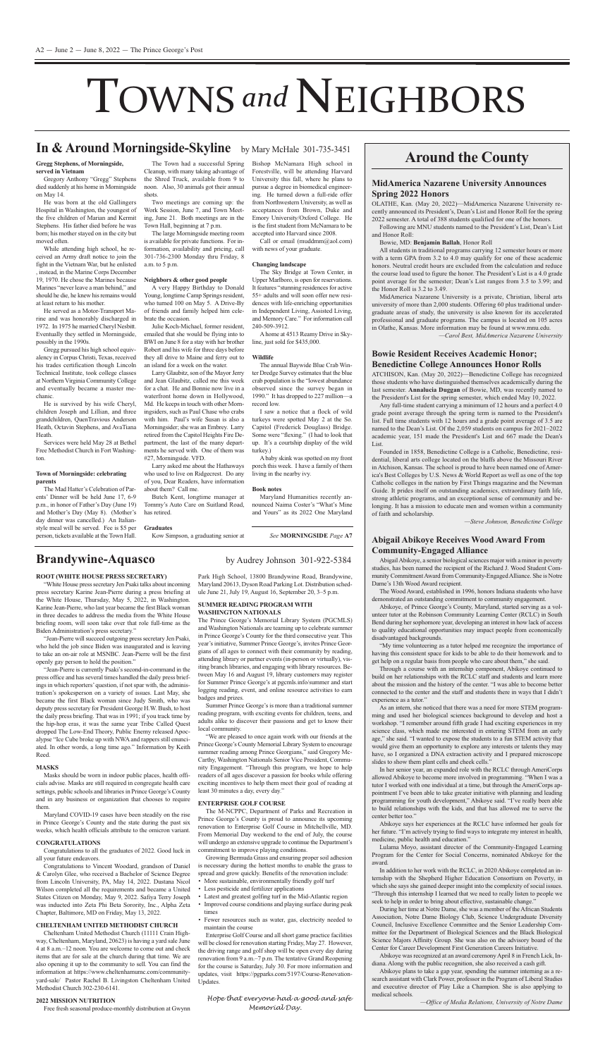# TOWNS *and* NEIGHBORS

## In & Around Morningside-Skyline by Mary McHale 301-735-3451

**Gregg Stephens of Morningside, served in Vietnam**

Gregory Anthony "Gregg" Stephens died suddenly at his home in Morningside on May 14.

He was born at the old Gallingers Hospital in Washington, the youngest of the five children of Marian and Kermit Stephens. His father died before he was born; his mother stayed on in the city but moved often.

While attending high school, he received an Army draft notice to join the fight in the Vietnam War, but he enlisted , instead, in the Marine Corps December 19, 1970. He chose the Marines because Marines "never leave a man behind," and should he die, he knew his remains would at least return to his mother.

He served as a Motor-Transport Marine and was honorably discharged in 1972. In 1975 he married Cheryl Nesbitt. Eventually they settled in Morningside, possibly in the 1990s.

Gregg pursued his high school equivalency in Corpus Christi, Texas, received his trades certification though Lincoln Technical Institute, took college classes at Northern Virginia Community College and eventually became a master mechanic.

He is survived by his wife Cheryl, children Joseph and Lillian, and three grandchildren, QuenTravious Anderson Heath, Octavin Stephens, and AvaTiana Heath.

Services were held May 28 at Bethel Free Methodist Church in Fort Washington.

**Town of Morningside: celebrating parents**

The Mad Hatter's Celebration of Parents' Dinner will be held June 17, 6-9 p.m., in honor of Father's Day (June 19) and Mother's Day (May 8). (Mother's day dinner was cancelled.) An Italian-style meal will be server. Fee is $5 per person, tickets available at the Town Hall.

The Town had a successful Spring Cleanup, with many taking advantage of the Shred Truck, available from 9 to noon. Also, 30 animals got their annual shots.

Two meetings are coming up: the Work Session, June 7, and Town Meeting, June 21. Both meetings are in the Town Hall, beginning at 7 p.m.

The large Morningside meeting room is available for private functions. For information, availability and pricing, call 301-736-2300 Monday thru Friday, 8 a.m. to 5 p.m.

**Neighbors & other good people**

A very Happy Birthday to Donald Young, longtime Camp Springs resident, who turned 100 on May 5. A Drive-By of friends and family helped him celebrate the occasion.

Julie Koch-Michael, former resident, emailed that she would be flying into to BWI on June 8 for a stay with her brother Robert and his wife for three days before they all drive to Maine and ferry out to an island for a week on the water.

Larry Glaubitz, son of the Mayor Jerry and Jean Glaubitz, called me this week for a chat. He and Bonnie now live in a waterfront home down in Hollywood, Md. He keeps in touch with other Morningsiders, such as Paul Chase who crabs with him. Paul's wife Susan is also a Morningsider; she was an Embrey. Larry retired from the Capitol Heights Fire Department, the last of the many departments he served with. One of them was #27, Morningside. VFD.

Larry asked me about the Hathaways who used to live on Ridgecrest. Do any of you, Dear Readers, have information about them? Call me.

Butch Kent, longtime manager at Tommy's Auto Care on Suitland Road, has retired.

**Graduates**

Kow Simpson, a graduating senior at Bishop McNamara High school in Forestville, will be attending Harvard University this fall, where he plans to pursue a degree in biomedical engineering. He turned down a full-ride offer from Northwestern University, as well as acceptances from Brown, Duke and Emory University/Oxford College. He is the first student from McNamara to be accepted into Harvard since 2008.

Call or email (muddmm@aol.com) with news of your graduate.

**Changing landscape**

The Sky Bridge at Town Center, in Upper Marlboro, is open for reservations. It features "stunning residences for active 55+ adults and will soon offer new residences with life-enriching opportunities in Independent Living, Assisted Living, and Memory Care." For information call 240-509-3912.

A home at 4513 Reamy Drive in Skyline, just sold for $435,000.

**Wildlife**

The annual Baywide Blue Crab Winter Dredge Survey estimates that the blue crab population is the "lowest abundance observed since the survey began in 1990." It has dropped to 227 million—a record low.

I saw a notice that a flock of wild turkeys were spotted May 2 at the So. Capitol (Frederick Douglass) Bridge. Some were "flexing." (I had to look that up. It's a courtship display of the wild turkey.)

A baby skink was spotted on my front porch this week. I have a family of them living in the nearby ivy.

**Book notes**

Maryland Humanities recently announced Naima Coster's "What's Mine and Yours" as its 2022 One Maryland

*See* **MORNINGSIDE** *Page* **A7**

## Brandywine-Aquasco by Audrey Johnson 301-922-5384

**ROOT (WHITE HOUSE PRESS SECRETARY)**

"White House press secretary Jen Psaki talks about incoming press secretary Karine Jean-Pierre during a press briefing at the White House, Thursday, May 5, 2022, in Washington. Karine Jean-Pierre, who last year became the first Black woman in three decades to address the media from the White House briefing room, will soon take over that role full-time as the Biden Administration's press secretary."

"Jean-Pierre will succeed outgoing press secretary Jen Psaki, who held the job since Biden was inaugurated and is leaving to take an on-air role at MSNBC. Jean-Pierre will be the first openly gay person to hold the position."

"Jean-Pierre is currently Psaki's second-in-command in the press office and has several times handled the daily press briefings in which reporters' question, if not spar with, the administration's spokesperson on a variety of issues. Last May, she became the first Black woman since Judy Smith, who was deputy press secretary for President George H.W. Bush, to host the daily press briefing. That was in 1991; if you track time by the hip-hop eras, it was the same year Tribe Called Quest dropped The Low-End Theory, Public Enemy released Apocalypse "Ice Cube broke up with NWA and rappers still enunciated. In other words, a long time ago." Information by Keith Reed.

**MASKS**

Masks should be worn in indoor public places, health officials advise. Masks are still required in congregate health care settings, public schools and libraries in Prince George's County and in any business or organization that chooses to require them.

Maryland COVID-19 cases have been steadily on the rise in Prince George's County and the state during the past six weeks, which health officials attribute to the omicron variant.

**CONGRATULATIONS**

Congratulations to all the graduates of 2022. Good luck in all your future endeavors.

Congratulations to Vincent Woodard, grandson of Daniel & Carolyn Glee, who received a Bachelor of Science Degree from Lincoln University, PA, May 14, 2022. Dustana Nicol Wilson completed all the requirements and became a United States Citizen on Monday, May 9, 2022. Safiya Terry Joseph was inducted into Zeta Phi Beta Sorority, Inc., Alpha Zeta Chapter, Baltimore, MD on Friday, May 13, 2022.

**CHELTENHAM UNITED METHODIST CHURCH**

Cheltenham United Methodist Church (11111 Crain Highway, Cheltenham, Maryland, 20623) is having a yard sale June 4 at 8 a.m.–12 noon. You are welcome to come out and check items that are for sale at the church during that time. We are also opening it up to the community to sell. You can find the information at https://www.cheltenhamumc.com/community-yard-sale/ Pastor Rachel B. Livingston Cheltenham United Methodist Church 302-230-6141.

**2022 MISSION NUTRITION**

Free fresh seasonal produce-monthly distribution at Gwynn Park High School, 13800 Brandywine Road, Brandywine, Maryland 20613, Dyson Road Parking Lot. Distribution schedule June 21, July 19, August 16, September 20, 3–5 p.m.

**SUMMER READING PROGRAM WITH WASHINGTON NATIONALS**

The Prince George's Memorial Library System (PGCMLS) and Washington Nationals are teaming up to celebrate summer in Prince George's County for the third consecutive year. This year's initiative, Summer Prince George's, invites Prince Georgians of all ages to connect with their community by reading, attending library or partner events (in-person or virtually), visiting branch libraries, and engaging with library resources. Between May 16 and August 19, library customers may register for Summer Prince George's at pgcmls.info/summer and start logging reading, event, and online resource activities to earn badges and prizes.

Summer Prince George's is more than a traditional summer reading program, with exciting events for children, teens, and adults alike to discover their passions and get to know their local community.

"We are pleased to once again work with our friends at the Prince George's County Memorial Library System to encourage summer reading among Prince Georgians," said Gregory McCarthy, Washington Nationals Senior Vice President, Community Engagement. "Through this program, we hope to help readers of all ages discover a passion for books while offering exciting incentives to help them meet their goal of reading at least 30 minutes a day, every day."

**ENTERPRISE GOLF COURSE**

The M-NCPPC, Department of Parks and Recreation in Prince George's County is proud to announce its upcoming renovation to Enterprise Golf Course in Mitchellville, MD. From Memorial Day weekend to the end of July, the course will undergo an extensive upgrade to continue the Department's commitment to improve playing conditions.

Growing Bermuda Grass and ensuring proper soil adhesion is necessary during the hottest months to enable the grass to spread and grow quickly. Benefits of the renovation include:

- More sustainable, environmentally friendly golf turf
- Less pesticide and fertilizer applications
- Latest and greatest golfing turf in the Mid-Atlantic region
- Improved course conditions and playing surface during peak times
- Fewer resources such as water, gas, electricity needed to maintain the course

Enterprise Golf Course and all short game practice facilities will be closed for renovation starting Friday, May 27. However, the driving range and golf shop will be open every day during renovation from 9 a.m.–7 p.m. The tentative Grand Reopening for the course is Saturday, July 30. For more information and updates, visit https://pgparks.com/5197/Course-Renovation-Updates.

*Hope that everyone had a good and safe Memorial Day.*

## Around the County

### MidAmerica Nazarene University Announces Spring 2022 Honors

OLATHE, Kan. (May 20, 2022)—MidAmerica Nazarene University recently announced its President's, Dean's List and Honor Roll for the spring 2022 semester. A total of 388 students qualified for one of the honors.

Following are MNU students named to the President's List, Dean's List and Honor Roll:

Bowie, MD: **Benjamin Ballah**, Honor Roll

All students in traditional programs carrying 12 semester hours or more with a term GPA from 3.2 to 4.0 may qualify for one of these academic honors. Neutral credit hours are excluded from the calculation and reduce the course load used to figure the honor. The President's List is a 4.0 grade point average for the semester; Dean's List ranges from 3.5 to 3.99; and the Honor Roll is 3.2 to 3.49.

MidAmerica Nazarene University is a private, Christian, liberal arts university of more than 2,000 students. Offering 60 plus traditional undergraduate areas of study, the university is also known for its accelerated professional and graduate programs. The campus is located on 105 acres in Olathe, Kansas. More information may be found at www.mnu.edu.

*—Carol Best, MidAmerica Nazarene University*

### Bowie Resident Receives Academic Honor; Benedictine College Announces Honor Rolls

ATCHISON, Kan. (May 20, 2022)—Benedictine College has recognized those students who have distinguished themselves academically during the last semester. **Annalucia Duggan** of Bowie, MD, was recently named to the President's List for the spring semester, which ended May 10, 2022.

Any full-time student carrying a minimum of 12 hours and a perfect 4.0 grade point average through the spring term is named to the President's list. Full time students with 12 hours and a grade point average of 3.5 are named to the Dean's List. Of the 2,059 students on campus for 2021–2022 academic year, 151 made the President's List and 667 made the Dean's List.

Founded in 1858, Benedictine College is a Catholic, Benedictine, residential, liberal arts college located on the bluffs above the Missouri River in Atchison, Kansas. The school is proud to have been named one of America's Best Colleges by U.S. News & World Report as well as one of the top Catholic colleges in the nation by First Things magazine and the Newman Guide. It prides itself on outstanding academics, extraordinary faith life, strong athletic programs, and an exceptional sense of community and belonging. It has a mission to educate men and women within a community of faith and scholarship.

*—Steve Johnson, Benedictine College*

### Abigail Abikoye Receives Wood Award From Community-Engaged Alliance

Abigail Abikoye, a senior biological sciences major with a minor in poverty studies, has been named the recipient of the Richard J. Wood Student Community Commitment Award from Community-Engaged Alliance. She is Notre Dame's 13th Wood Award recipient.

The Wood Award, established in 1996, honors Indiana students who have demonstrated an outstanding commitment to community engagement.

Abikoye, of Prince George's County, Maryland, started serving as a volunteer tutor at the Robinson Community Learning Center (RCLC) in South Bend during her sophomore year, developing an interest in how lack of access to quality educational opportunities may impact people from economically disadvantaged backgrounds.

"My time volunteering as a tutor helped me recognize the importance of having this consistent space for kids to be able to do their homework and to get help on a regular basis from people who care about them," she said.

Through a course with an internship component, Abikoye continued to build on her relationships with the RCLC staff and students and learn more about the mission and the history of the center. "I was able to become better connected to the center and the staff and students there in ways that I didn't experience as a tutor."

As an intern, she noticed that there was a need for more STEM programming and used her biological sciences background to develop and host a workshop. "I remember around fifth grade I had exciting experiences in my science class, which made me interested in entering STEM from an early age," she said. "I wanted to expose the students to a fun STEM activity that would give them an opportunity to explore any interests or talents they may have, so I organized a DNA extraction activity and I prepared microscope slides to show them plant cells and cheek cells."

In her senior year, an expanded role with the RCLC through AmeriCorps allowed Abikoye to become more involved in programming. "When I was a tutor I worked with one individual at a time, but through the AmeriCorps appointment I've been able to take greater initiative with planning and leading programming for youth development," Abikoye said. "I've really been able to build relationships with the kids, and that has allowed me to serve the center better too."

Abikoye says her experiences at the RCLC have informed her goals for her future. "I'm actively trying to find ways to integrate my interest in health, medicine, public health and education."

Lulama Moyo, assistant director of the Community-Engaged Learning Program for the Center for Social Concerns, nominated Abikoye for the award.

In addition to her work with the RCLC, in 2020 Abikoye completed an internship with the Shepherd Higher Education Consortium on Poverty, in which she says she gained deeper insight into the complexity of social issues. "Through this internship I learned that we need to really listen to people we seek to help in order to bring about effective, sustainable change."

During her time at Notre Dame, she was a member of the African Students Association, Notre Dame Biology Club, Science Undergraduate Diversity Council, Inclusive Excellence Committee and the Senior Leadership Committee for the Department of Biological Sciences and the Black Biological Science Majors Affinity Group. She was also on the advisory board of the Center for Career Development First Generation Careers Initiative.

Abikoye was recognized at an award ceremony April 8 in French Lick, Indiana. Along with the public recognition, she also received a cash gift.

Abikoye plans to take a gap year, spending the summer interning as a research assistant with Clark Power, professor in the Program of Liberal Studies and executive director of Play Like a Champion. She is also applying to medical schools.

*—Office of Media Relations, University of Notre Dame*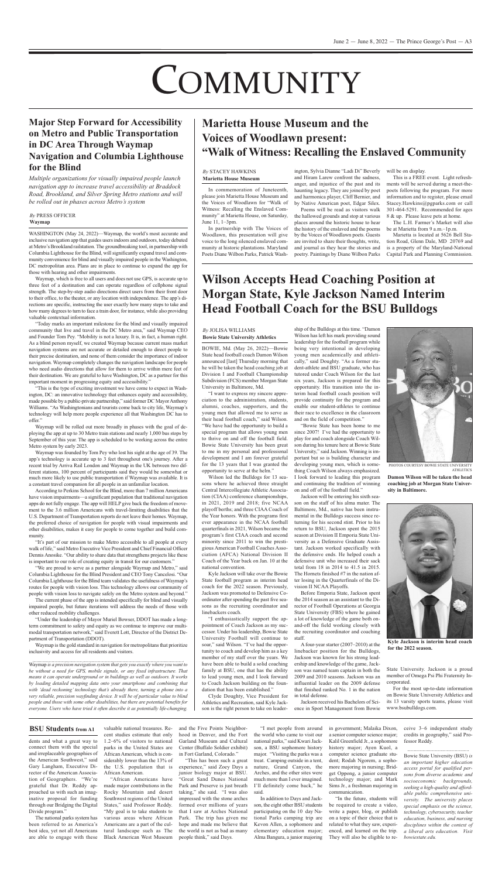# COMMUNITY

## Major Step Forward for Accessibility on Metro and Public Transportation in DC Area Through Waymap Navigation and Columbia Lighthouse for the Blind

*Multiple organizations for visually impaired people launch navigation app to increase travel accessibility at Braddock Road, Brookland, and Silver Spring Metro stations and will be rolled out in phases across Metro's system*

*By* PRESS OFFICER
**Waymap**

WASHINGTON (May 24, 2022)—Waymap, the world's most accurate and inclusive navigation app that guides users indoors and outdoors, today debuted at Metro's Brookland railstation. The groundbreaking tool, in partnership with Columbia Lighthouse for the Blind, will significantly expand travel and community convenience for blind and visually impaired people in the Washington, DC metropolitan area. Plans are in place to continue to expand the app for those with hearing and other impairments.

Waymap, which is free to all users and does not use GPS, is accurate up to three feet of a destination and can operate regardless of cellphone signal strength. The step-by-step audio directions direct users from their front door to their office, to the theater, or any location with independence. The app's directions are specific, instructing the user exactly how many steps to take and how many degrees to turn to face a train door, for instance, while also providing valuable contextual information.

"Today marks an important milestone for the blind and visually impaired community that live and travel in the DC Metro area," said Waymap CEO and Founder Tom Pey. "Mobility is not a luxury. It is, in fact, a human right. As a blind person myself, we created Waymap because current mass market navigation systems are not accurate or detailed enough to direct people to their precise destination, and none of them consider the importance of indoor navigation. Waymap completely changes the navigation landscape for people who need audio directions that allow for them to arrive within mere feet of their destination. We are grateful to have Washington, DC as a partner for this important moment in progressing equity and accessibility."

"This is the type of exciting investment we have come to expect in Washington, DC: an innovative technology that enhances equity and accessibility, made possible by a public-private partnership," said former DC Mayor Anthony Williams. "As Washingtonians and tourists come back to city life, Waymap's technology will help more people experience all that Washington DC has to offer."

Waymap will be rolled out more broadly in phases with the goal of deploying the app at up to 30 Metro train stations and nearly 1,000 bus stops by September of this year. The app is scheduled to be working across the entire Metro system by early 2023.

Waymap was founded by Tom Pey who lost his sight at the age of 39. The app's technology is accurate up to 3 feet throughout one's journey. After a recent trial by Arriva Rail London and Waymap in the UK between two different stations, 100 percent of participants said they would be somewhat or much more likely to use public transportation if Waymap was available. It is a constant travel companion for all people in an unfamiliar location.

According to Perkins School for the Blind, more than 7 million Americans have vision impairments—a significant population that traditional navigation apps do not fully engage. The app will HELP give back the freedom of movement to the 3.6 million Americans with travel-limiting disabilities that the U.S. Department of Transportation reports do not leave their homes. Waymap, the preferred choice of navigation for people with visual impairments and other disabilities, makes it easy for people to come together and build community.

"It's part of our mission to make Metro accessible to all people at every walk of life," said Metro Executive Vice President and Chief Financial Officer Dennis Anosike. "Our ability to share data that strengthens projects like these is important to our role of creating equity in transit for our customers."

"We are proud to serve as a partner alongside Waymap and Metro," said Columbia Lighthouse for the Blind President and CEO Tony Cancelosi. "Our Columbia Lighthouse for the Blind team validates the usefulness of Waymap's routes for people with vision loss. This technology allows our community of people with vision loss to navigate safely on the Metro system and beyond."

The current phase of the app is intended specifically for blind and visually impaired people, but future iterations will address the needs of those with other reduced mobility challenges.

"Under the leadership of Mayor Muriel Bowser, DDOT has made a long-term commitment to safety and equity as we continue to improve our multi-modal transportation network," said Everett Lott, Director of the District Department of Transportation (DDOT).

Waymap is the gold standard in navigation for metropolitans that prioritize inclusivity and access for all residents and visitors.

*Waymap is a precision navigation system that gets you exactly where you want to be without a need for GPS, mobile signals, or any fixed infrastructure. That means it can operate underground or in buildings as well as outdoors. It works by loading detailed mapping data onto your smartphone and combining that with 'dead reckoning' technology that's already there, turning a phone into a very reliable, precision wayfinding device. It will be of particular value to blind people and those with some other disabilities, but there are potential benefits for everyone. Users who have tried it often describe it as potentially life-changing.*

## Marietta House Museum and the Voices of Woodlawn present: "Walk of Witness: Recalling the Enslaved Community

*By* STACEY HAWKINS
**Marietta House Museum**

In commemoration of Juneteenth, please join Marietta House Museum and the Voices of Woodlawn for "Walk of Witness: Recalling the Enslaved Community" at Marietta House, on Saturday, June 11, 1–3pm.

In partnership with The Voices of Woodlawn, this presentation will give voice to the long silenced enslaved community at historic plantations. Maryland Poets Diane Wilbon Parks, Patrick Washington, Sylvia Dianne "Ladi Di" Beverly and Hiram Larew confront the sadness, anger, and injustice of the past and its haunting legacy. They are joined by poet and harmonica player, Cliff Bernier, and by Native American poet, Edgar Silex.

Poems will be read as visitors walk the hallowed grounds and stop at various places around the historic house to hear the history of the enslaved and the poems by the Voices of Woodlawn poets. Guests are invited to share their thoughts, write, and journal as they hear the stories and poetry. Paintings by Diane Wilbon Parks will be on display.

This is a FREE event. Light refreshments will be served during a meet-the-poets following the program. For more information and to register, please email Stacey.Hawkins@pgparks.com or call 301-464-5291. Recommended for ages 8 & up. Please leave pets at home.

The L.H. Farmer's Market will also be at Marietta from 9 a.m.–1p.m.

Marietta is located at 5626 Bell Station Road, Glenn Dale, MD 20769 and is a property of the Maryland-National Capital Park and Planning Commission.

## Wilson Accepts Head Coaching Position at Morgan State, Kyle Jackson Named Interim Head Football Coach for the BSU Bulldogs

*By* JOLISA WILLIAMS
**Bowie State University Athletics**

BOWIE, Md. (May 26, 2022)—Bowie State head football coach Damon Wilson announced [last] Thursday morning that he will be taken the head coaching job at Division I and Football Championship Subdivision (FCS) member Morgan State University in Baltimore, Md.

"I want to express my sincere appreciation to the administration, students, alumni, coaches, supporters, and the young men that allowed me to serve as their head football coach," said Wilson. "We have had the opportunity to build a special program that allows young men to thrive on and off the football field. Bowie State University has been great to me in my personal and professional development and I am forever grateful for the 13 years that I was granted the opportunity to serve at the helm."

Wilson led the Bulldogs for 13 seasons where he achieved three straight Central Intercollegiate Athletic Association (CIAA) conference championships, in 2021, 2019 and 2018; five NCAA playoff berths; and three CIAA Coach of the Year honors. With the programs first ever appearance in the NCAA football quarterfinals in 2021, Wilson became the program's first CIAA coach and second minority since 2011 to win the prestigious American Football Coaches Association (AFCA) National Division II Coach of the Year back on Jan. 10 at the national convention.

Kyle Jackson will take over the Bowie State football program as interim head coach for the 2022 season. Previously, Jackson was promoted to Defensive Coordinator after spending the past five seasons as the recruiting coordinator and linebackers coach.

"I enthusiastically support the appointment of Coach Jackson as my successor. Under his leadership, Bowie State University Football will continue to soar," said Wilson. "I've had the opportunity to coach and develop him as a key member of my staff over the years. We have been able to build a solid coaching family at BSU, one that has the ability to lead young men, and I look forward to Coach Jackson building on the foundation that has been established."

Clyde Doughty, Vice President for Athletics and Recreation, said Kyle Jackson is the right person to take on leadership of the Bulldogs at this time. "Damon Wilson has left his mark providing sound leadership for the football program while being very intentional in developing young men academically and athletically," said Doughty. "As a former student-athlete and BSU graduate, who has tutored under Coach Wilson for the last six years, Jackson is prepared for this opportunity. His transition into the interim head football coach position will provide continuity for the program and enable our student-athletes to continue their race to excellence in the classroom and on the field of competition."

"Bowie State has been home to me since 2007! I've had the opportunity to play for and coach alongside Coach Wilson during his tenure here at Bowie State University," said Jackson. Winning is important but so is building character and developing young men, which is something Coach Wilson always emphasized. I look forward to leading this program and continuing the tradition of winning on and off of the football field."

Jackson will be entering his sixth season on the staff of his alma mater. The Baltimore, Md., native has been instrumental in the Bulldogs success since returning for his second stint. Prior to his return to BSU, Jackson spent the 2015 season at Division II Emporia State University as a Defensive Graduate Assistant. Jackson worked specifically with the defensive ends. He helped coach a defensive unit who increased their sack total from 18 in 2014 to 41.5 in 2015. The Hornets finished #7 in the nation after losing in the Quarterfinals of the Division II NCAA Playoffs.

Before Emporia State, Jackson spent the 2014 season as an assistant to the Director of Football Operations at Georgia State University (FBS) where he gained a lot of knowledge of the game both on-and-off the field working closely with the recruiting coordinator and coaching staff.

A four-year starter (2007–2010) at the linebacker position for the Bulldogs, Jackson was known for his strong leadership and knowledge of the game, Jackson was named team captain in both the 2009 and 2010 seasons. Jackson was an influential leader on the 2009 defense that finished ranked No. 1 in the nation in total defense.

Jackson received his Bachelors of Science in Sport Management from Bowie State University. Jackson is a proud member of Omega Psi Phi Fraternity Incorporated.

For the most up-to-date information on Bowie State University Athletics and its 13 varsity sports teams, please visit www.bsubulldogs.com.

PHOTOS COURTESY BOWIE STATE UNIVERSITY ATHLETICS

**Damon Wilson will be taken the head coaching job at Morgan State University in Baltimore.**

**Kyle Jackson is interim head coach for the 2022 season.**

## BSU Students from A1

dents and what a great way to connect them with the special and irreplaceable geographies of the American Southwest," said Gary Langham, Executive Director of the American Association of Geographers. "We're grateful that Dr. Reddy approached us with such an imaginative proposal for funding through our Bridging the Digital Divide program."

The national parks system has been referred to as America's best idea, yet not all Americans are able to engage with these valuable national treasures. Recent studies estimate that only 1.2–6% of visitors to national parks in the United States are African American, which is considerably lower than the 13% of the U.S. population that is African American.

"African Americans have made major contributions in the Rocky Mountain and desert Southwest regions of the United States," said Professor Reddy. "My goal is to take students to various areas where African Americans are a part of the cultural landscape such as The Black American West Museum and the Five Points Neighborhood in Denver, and the Fort Garland Museum and Cultural Center (Buffalo Soldier exhibit) in Fort Garland, Colorado."

"This has been such a great experience," said Zoey Days a junior biology major at BSU. "Great Sand Dunes National Park and Preserve is just breath taking," she said. "I was also impressed with the stone arches formed over millions of years that I saw at Arches National Park. The trip has given me hope and made me believe that the world is not as bad as many people think," said Days.

"I met people from around the world who came to visit our national parks," said Kwari Jackson, a BSU sophomore history major. "Visiting the parks was a treat. Camping outside in a tent, nature, Grand Canyon, the Arches, and the other sites were much more than I ever imagined. I'll definitely come back," he said.

In addition to Days and Jackson, the eight other BSU students participating on the 10 day National Parks camping trip are Kevon Allen, a sophomore and elementary education major; Alma Bangura, a junior majoring in government; Malaika Dixon, a senior computer science major; Kalil Greenfield Jr., a sophomore history major; Ayen Kuol, a computer science graduate student; Rodah Ngorem, a sophomore majoring in nursing; Bridget Oppong, a junior computer technology major; and Mark Sims Jr., a freshman majoring in communication.

"In the future, students will be required to create a video, write a paper, blog, or publish on a topic of their choice that is related to what they saw, experienced, and learned on the trip. They will also be eligible to receive 3–6 independent study credits in geography," said Professor Reddy.

Bowie State University (BSU) *is an important higher education access portal for qualified persons from diverse academic and socioeconomic backgrounds, seeking a high-quality and affordable public comprehensive university. The university places special emphasis on the science, technology, cybersecurity, teacher education, business, and nursing disciplines within the context of a liberal arts education. Visit bowiestate.edu.*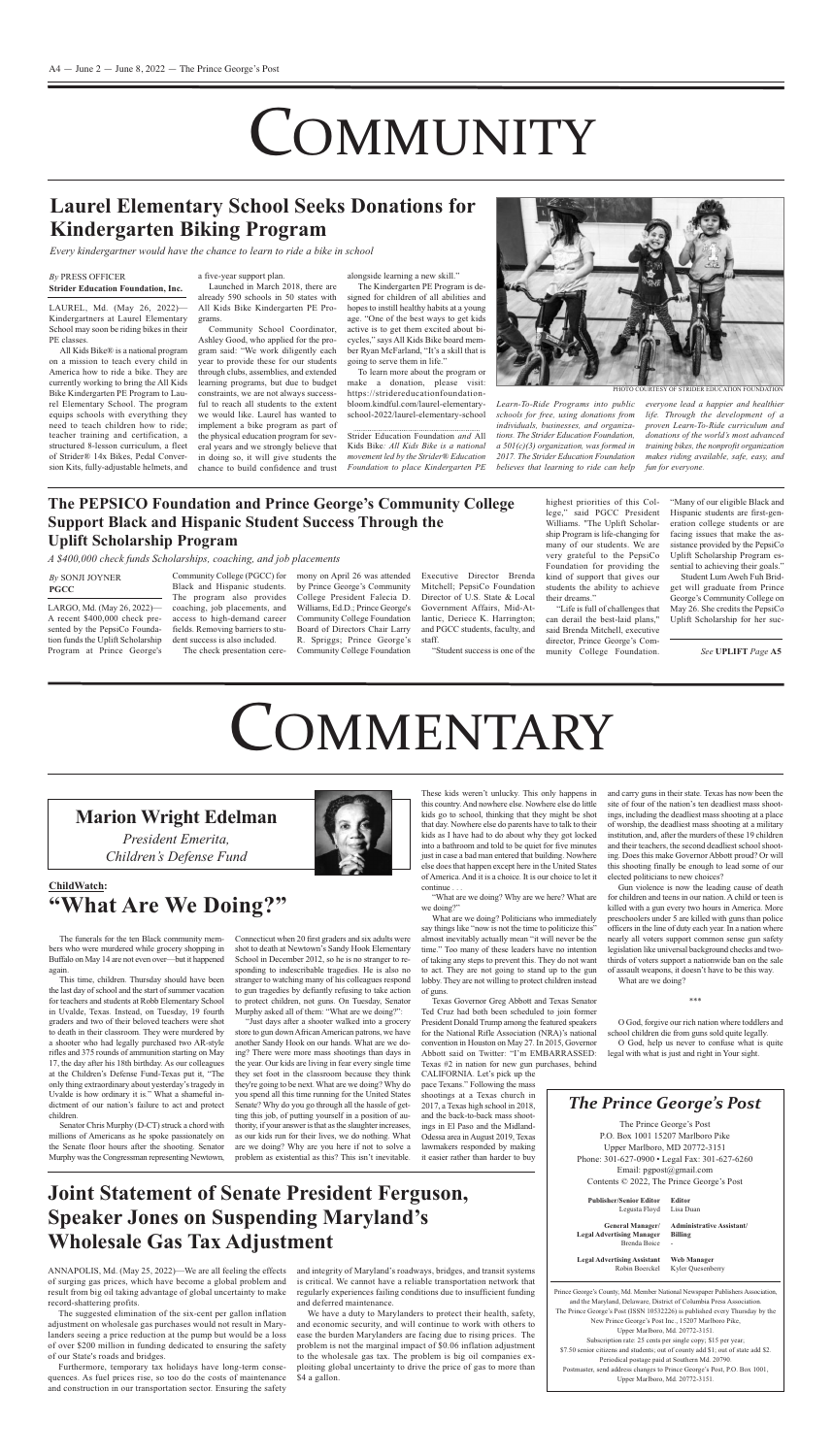# COMMUNITY

## Laurel Elementary School Seeks Donations for Kindergarten Biking Program

*Every kindergartner would have the chance to learn to ride a bike in school*

*By* PRESS OFFICER
**Strider Education Foundation, Inc.**

LAUREL, Md. (May 26, 2022)— Kindergartners at Laurel Elementary School may soon be riding bikes in their PE classes.

All Kids Bike® is a national program on a mission to teach every child in America how to ride a bike. They are currently working to bring the All Kids Bike Kindergarten PE Program to Laurel Elementary School. The program equips schools with everything they need to teach children how to ride; teacher training and certification, a structured 8-lesson curriculum, a fleet of Strider® 14x Bikes, Pedal Conversion Kits, fully-adjustable helmets, and a five-year support plan.

Launched in March 2018, there are already 590 schools in 50 states with All Kids Bike Kindergarten PE Programs.

Community School Coordinator, Ashley Good, who applied for the program said: "We work diligently each year to provide these for our students through clubs, assemblies, and extended learning programs, but due to budget constraints, we are not always successful to reach all students to the extent we would like. Laurel has wanted to implement a bike program as part of the physical education program for several years and we strongly believe that in doing so, it will give students the chance to build confidence and trust alongside learning a new skill."

The Kindergarten PE Program is designed for children of all abilities and hopes to instill healthy habits at a young age. "One of the best ways to get kids active is to get them excited about bicycles," says All Kids Bike board member Ryan McFarland, "It's a skill that is going to serve them in life."

To learn more about the program or make a donation, please visit: https://strider­educationfoundation­bloom.kindful.com/laurel-elementary-school-2022/laurel-elementary-school

Strider Education Foundation *and* All Kids Bike: *All Kids Bike is a national movement led by the Strider® Education Foundation to place Kindergarten PE Learn-To-Ride Programs into public schools for free, using donations from individuals, businesses, and organizations. The Strider Education Foundation, a 501(c)(3) organization, was formed in 2017. The Strider Education Foundation believes that learning to ride can help everyone lead a happier and healthier life. Through the development of a proven Learn-To-Ride curriculum and donations of the world's most advanced training bikes, the nonprofit organization makes riding available, safe, easy, and fun for everyone.*

PHOTO COURTESY OF STRIDER EDUCATION FOUNDATION

## The PEPSICO Foundation and Prince George's Community College Support Black and Hispanic Student Success Through the Uplift Scholarship Program

*A $400,000 check funds Scholarships, coaching, and job placements*

*By* SONJI JOYNER
**PGCC**

LARGO, Md. (May 26, 2022)— A recent $400,000 check presented by the PepsiCo Foundation funds the Uplift Scholarship Program at Prince George's Community College (PGCC) for Black and Hispanic students. The program also provides coaching, job placements, and access to high-demand career fields. Removing barriers to student success is also included.

The check presentation ceremony on April 26 was attended by Prince George's Community College President Falecia D. Williams, Ed.D.; Prince George's Community College Foundation Board of Directors Chair Larry R. Spriggs; Prince George's Community College Foundation Executive Director Brenda Mitchell; PepsiCo Foundation Director of U.S. State & Local Government Affairs, Mid-Atlantic, Deriece K. Harrington; and PGCC students, faculty, and staff.

"Student success is one of the highest priorities of this College," said PGCC President Williams. "The Uplift Scholarship Program is life-changing for many of our students. We are very grateful to the PepsiCo Foundation for providing the kind of support that gives our students the ability to achieve their dreams."

"Life is full of challenges that can derail the best-laid plans," said Brenda Mitchell, executive director, Prince George's Community College Foundation. "Many of our eligible Black and Hispanic students are first-generation college students or are facing issues that make the assistance provided by the PepsiCo Uplift Scholarship Program essential to achieving their goals."

Student Lum Aweh Fuh Bridget will graduate from Prince George's Community College on May 26. She credits the PepsiCo Uplift Scholarship for her suc-

*See* **UPLIFT** *Page* **A5**

# COMMENTARY

## Marion Wright Edelman

*President Emerita, Children's Defense Fund*

### ChildWatch: "What Are We Doing?"

The funerals for the ten Black community members who were murdered while grocery shopping in Buffalo on May 14 are not even over—but it happened again.

This time, children. Thursday should have been the last day of school and the start of summer vacation for teachers and students at Robb Elementary School in Uvalde, Texas. Instead, on Tuesday, 19 fourth graders and two of their beloved teachers were shot to death in their classroom. They were murdered by a shooter who had legally purchased two AR-style rifles and 375 rounds of ammunition starting on May 17, the day after his 18th birthday. As our colleagues at the Children's Defense Fund-Texas put it, "The only thing extraordinary about yesterday's tragedy in Uvalde is how ordinary it is." What a shameful indictment of our nation's failure to act and protect children.

Senator Chris Murphy (D-CT) struck a chord with millions of Americans as he spoke passionately on the Senate floor hours after the shooting. Senator Murphy was the Congressman representing Newtown, Connecticut when 20 first graders and six adults were shot to death at Newtown's Sandy Hook Elementary School in December 2012, so he is no stranger to responding to indescribable tragedies. He is also no stranger to watching many of his colleagues respond to gun tragedies by defiantly refusing to take action to protect children, not guns. On Tuesday, Senator Murphy asked all of them: "What are we doing?":

"Just days after a shooter walked into a grocery store to gun down African American patrons, we have another Sandy Hook on our hands. What are we doing? There were more mass shootings than days in the year. Our kids are living in fear every single time they set foot in the classroom because they think they're going to be next. What are we doing? Why do you spend all this time running for the United States Senate? Why do you go through all the hassle of getting this job, of putting yourself in a position of authority, if your answer is that as the slaughter increases, as our kids run for their lives, we do nothing. What are we doing? Why are you here if not to solve a problem as existential as this? This isn't inevitable. These kids weren't unlucky. This only happens in this country. And nowhere else. Nowhere else do little kids go to school, thinking that they might be shot that day. Nowhere else do parents have to talk to their kids as I have had to do about why they got locked into a bathroom and told to be quiet for five minutes just in case a bad man entered that building. Nowhere else does that happen except here in the United States of America. And it is a choice. It is our choice to let it continue . . .

"What are we doing? Why are we here? What are we doing?"

What are we doing? Politicians who immediately say things like "now is not the time to politicize this" almost inevitably actually mean "it will never be the time." Too many of these leaders have no intention of taking any steps to prevent this. They do not want to act. They are not going to stand up to the gun lobby. They are not willing to protect children instead of guns.

Texas Governor Greg Abbott and Texas Senator Ted Cruz had both been scheduled to join former President Donald Trump among the featured speakers for the National Rifle Association (NRA)'s national convention in Houston on May 27. In 2015, Governor Abbott said on Twitter: "I'm EMBARRASSED: Texas #2 in nation for new gun purchases, behind CALIFORNIA. Let's pick up the pace Texans." Following the mass shootings at a Texas church in 2017, a Texas high school in 2018, and the back-to-back mass shootings in El Paso and the Midland-Odessa area in August 2019, Texas lawmakers responded by making it easier rather than harder to buy and carry guns in their state. Texas has now been the site of four of the nation's ten deadliest mass shootings, including the deadliest mass shooting at a place of worship, the deadliest mass shooting at a military institution, and, after the murders of these 19 children and their teachers, the second deadliest school shooting. Does this make Governor Abbott proud? Or will this shooting finally be enough to lead some of our elected politicians to new choices?

Gun violence is now the leading cause of death for children and teens in our nation. A child or teen is killed with a gun every two hours in America. More preschoolers under 5 are killed with guns than police officers in the line of duty each year. In a nation where nearly all voters support common sense gun safety legislation like universal background checks and two-thirds of voters support a nationwide ban on the sale of assault weapons, it doesn't have to be this way.

What are we doing?

\*\*\*

O God, forgive our rich nation where toddlers and school children die from guns sold quite legally.

O God, help us never to confuse what is quite legal with what is just and right in Your sight.

## Joint Statement of Senate President Ferguson, Speaker Jones on Suspending Maryland's Wholesale Gas Tax Adjustment

ANNAPOLIS, Md. (May 25, 2022)—We are all feeling the effects of surging gas prices, which have become a global problem and result from big oil taking advantage of global uncertainty to make record-shattering profits.

The suggested elimination of the six-cent per gallon inflation adjustment on wholesale gas purchases would not result in Marylanders seeing a price reduction at the pump but would be a loss of over $200 million in funding dedicated to ensuring the safety of our State's roads and bridges.

Furthermore, temporary tax holidays have long-term consequences. As fuel prices rise, so too do the costs of maintenance and construction in our transportation sector. Ensuring the safety and integrity of Maryland's roadways, bridges, and transit systems is critical. We cannot have a reliable transportation network that regularly experiences failing conditions due to insufficient funding and deferred maintenance.

We have a duty to Marylanders to protect their health, safety, and economic security, and will continue to work with others to ease the burden Marylanders are facing due to rising prices. The problem is not the marginal impact of $0.06 inflation adjustment to the wholesale gas tax. The problem is big oil companies exploiting global uncertainty to drive the price of gas to more than $4 a gallon.

---

### *The Prince George's Post*

The Prince George's Post
P.O. Box 1001 15207 Marlboro Pike
Upper Marlboro, MD 20772-3151
Phone: 301-627-0900 • Legal Fax: 301-627-6260
Email: pgpost@gmail.com
Contents © 2022, The Prince George's Post

**Publisher/Senior Editor** Legusta Floyd
**Editor** Lisa Duan

**General Manager/ Legal Advertising Manager** Brenda Boice
**Administrative Assistant/ Billing** -

**Legal Advertising Assistant** Robin Boerckel
**Web Manager** Kyler Quesenberry

Prince George's County, Md. Member National Newspaper Publishers Association, and the Maryland, Delaware, District of Columbia Press Association.
The Prince George's Post (ISSN 10532226) is published every Thursday by the New Prince George's Post Inc., 15207 Marlboro Pike, Upper Marlboro, MD. 20772-3151.
Subscription rate: 25 cents per single copy; $15 per year; $7.50 senior citizens and students; out of county add $1; out of state add $2.
Periodical postage paid at Southern Md. 20790.
Postmaster, send address changes to Prince George's Post, P.O. Box 1001, Upper Marlboro, MD. 20772-3151.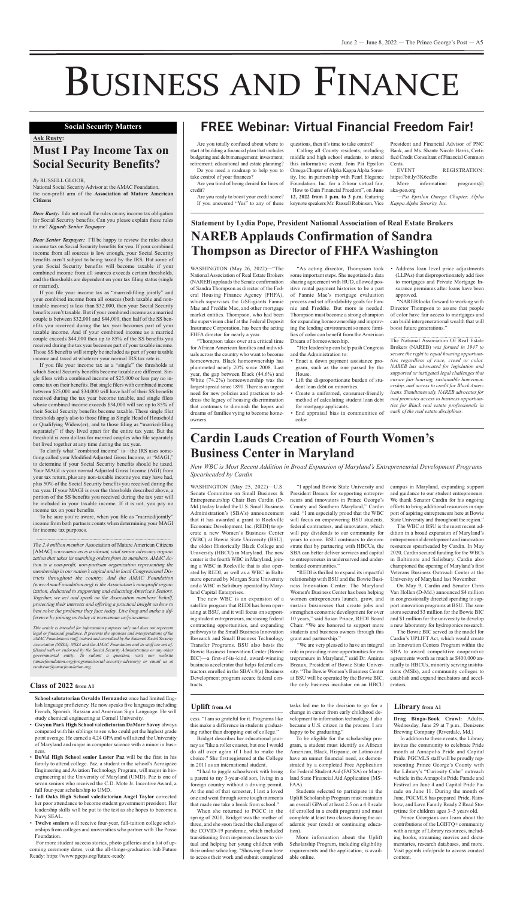# BUSINESS AND FINANCE

## Social Security Matters

**Ask Rusty:**

## Must I Pay Income Tax on Social Security Benefits?

*By* RUSSELL GLOOR,
National Social Security Advisor at the AMAC Foundation, the non-profit arm of the **Association of Mature American Citizens**

***Dear Rusty:*** I do not recall the rules on my income tax obligation for Social Security benefits. Can you please explain these rules to me? ***Signed: Senior Taxpayer***

***Dear Senior Taxpayer:*** I'll be happy to review the rules about income tax on Social Security benefits for you. If your combined income from all sources is low enough, your Social Security benefits aren't subject to being taxed by the IRS. But some of your Social Security benefits will become taxable if your combined income from all sources exceeds certain thresholds, and the thresholds are dependent on your tax filing status (single or married).

If you file your income tax as "married-filing jointly" and your combined income from all sources (both taxable and non-taxable income) is less than $32,000, then your Social Security benefits aren't taxable. But if your combined income as a married couple is between $32,001 and $44,000, then half of the SS benefits you received during the tax year becomes part of your taxable income. And if your combined income as a married couple exceeds $44,000 then up to 85% of the SS benefits you received during the tax year becomes part of your taxable income. Those SS benefits will simply be included as part of your taxable income and taxed at whatever your normal IRS tax rate is.

If you file your income tax as a "single" the thresholds at which Social Security benefits become taxable are different. Single filers with a combined income of $25,000 or less pay no income tax on their benefits. But single filers with combined income between $25,001 and $34,000 will have half of their SS benefits received during the tax year become taxable, and single filers whose combined income exceeds $34,000 will see up to 85% of their Social Security benefits become taxable. These single filer thresholds apply also to those filing as Single Head of Household or Qualifying Widow(er), and to those filing as "married-filing separately" if they lived apart for the entire tax year. But the threshold is zero dollars for married couples who file separately but lived together at any time during the tax year.

To clarify what "combined income" is—the IRS uses something called your Modified Adjusted Gross Income, or "MAGI," to determine if your Social Security benefits should be taxed. Your MAGI is your normal Adjusted Gross Income (AGI) from your tax return, plus any non-taxable income you may have had, plus 50% of the Social Security benefits you received during the tax year. If your MAGI is over the thresholds described above, a portion of the SS benefits you received during the tax year will be included in your taxable income. If it is not, you pay no income tax on your benefits.

To be sure you're aware, when you file as "married/jointly" income from both partners counts when determining your MAGI for income tax purposes.

---

*The 2.4 million member* Association of Mature American Citizens [AMAC] *www.amac.us is a vibrant, vital senior advocacy organization that takes its marching orders from its members. AMAC Action is a non-profit, non-partisan organization representing the membership in our nation's capital and in local Congressional Districts throughout the country. And the AMAC Foundation (www.AmacFoundation.org) is the Association's non-profit organization, dedicated to supporting and educating America's Seniors. Together, we act and speak on the Association members' behalf, protecting their interests and offering a practical insight on how to best solve the problems they face today. Live long and make a difference by joining us today at www.amac.us/join-amac.*

*This article is intended for information purposes only and does not represent legal or financial guidance. It presents the opinions and interpretations of the AMAC Foundation's staff, trained and accredited by the National Social Security Association (NSSA). NSSA and the AMAC Foundation and its staff are not affiliated with or endorsed by the Social Security Administration or any other governmental entity. To submit a question, visit our website (amacfoundation.org/programs/social-security-advisory) or email us at ssadvisor@amacfoundation.org.*

## FREE Webinar: Virtual Financial Freedom Fair!

Are you totally confused about where to start at building a financial plan that includes budgeting and debt management; investment; retirement; educational and estate planning?

Do you need a roadmap to help you to take control of your finances?

Are you tired of being denied for lines of credit?

Are you ready to boost your credit score?

If you answered "Yes" to any of these questions, then it's time to take control!

Calling all county residents, including middle and high school students, to attend this informative event. Join Psi Epsilon Omega Chapter of Alpha Kappa Alpha Sorority, Inc. in partnership with Pearl Elegance Foundation, Inc. for a 2-hour virtual fair, "How to Gain Financial Freedom", on **June 12, 2022 from 1 p.m. to 3 p.m.** featuring keynote speakers Mr. Russell Robinson, Vice President and Financial Advisor of PNC Bank, and Ms. Shante Nicole Harris, Certified Credit Consultant of Financial Common Cents.

EVENT REGISTRATION: https://bit.ly/3K6ceBn

More information: programs@aka-peo.org

*—Psi Epsilon Omega Chapter, Alpha Kappa Alpha Sorority, Inc.*

### Statement by Lydia Pope, President National Association of Real Estate Brokers

## NAREB Applauds Confirmation of Sandra Thompson as Director of FHFA Washington

WASHINGTON (May 26, 2022)—"The National Association of Real Estate Brokers (NAREB) applauds the Senate confirmation of Sandra Thompson as director of the Federal Housing Finance Agency (FHFA), which supervises the GSE-giants Fannie Mae and Freddie Mac, and other mortgage market entities. Thompson, who had been the supervision chief at the Federal Deposit Insurance Corporation, has been the acting FHFA director for nearly a year.

"Thompson takes over at a critical time for African American families and individuals across the country who want to become homeowners. Black homeownership has plummeted nearly 20% since 2008. Last year, the gap between Black (44.6%) and White (74.2%) homeownership was the largest spread since 1890. There is an urgent need for new policies and practices to address the legacy of housing discrimination that continues to diminish the hopes and dreams of families vying to become homeowners.

"As acting director, Thompson took some important steps. She negotiated a data sharing agreement with HUD, allowed positive rental payment histories to be a part of Fannie Mae's mortgage evaluation process and set affordability goals for Fannie and Freddie. But more is needed. Thompson must become a strong champion for expanding homeownership and improving the lending environment so more families of color can benefit from the American Dream of homeownership.

"Her leadership can help push Congress and the Administration to:

- Enact a down payment assistance program, such as the one passed by the House.
- Lift the disproportionate burden of student loan debt on minorities.
- Create a uniformed, consumer-friendly method of calculating student loan debt for mortgage applicants.
- End appraisal bias in communities of color.
- Address loan level price adjustments (LLPAs) that disproportionately add fees to mortgages and Private Mortgage Insurance premiums after loans have been approved.

"NAREB looks forward to working with Director Thompson to assure that people of color have fair access to mortgages and can build intergenerational wealth that will boost future generations."

The National Association Of Real Estate Brokers (NAREB) *was formed in 1947 to secure the right to equal housing opportunities regardless of race, creed or color. NAREB has advocated for legislation and supported or instigated legal challenges that ensure fair housing, sustainable homeownership, and access to credit for Black Americans. Simultaneously, NAREB advocates for and promotes access to business opportunities for Black real estate professionals in each of the real estate disciplines.*

## Cardin Lauds Creation of Fourth Women's Business Center in Maryland

*New WBC is Most Recent Addition in Broad Expansion of Maryland's Entrepreneurial Development Programs Spearheaded by Cardin*

WASHINGTON (May 25, 2022)—U.S. Senate Committee on Small Business & Entrepreneurship Chair Ben Cardin (D-Md.) today lauded the U.S. Small Business Administration's (SBA's) announcement that it has awarded a grant to Rockville Economic Development, Inc. (REDI) to operate a new Women's Business Center (WBC) at Bowie State University (BSU), the oldest Historically Black College and University (HBCU) in Maryland. The new center is the fourth WBC in Maryland, joining a WBC in Rockville that is also operated by REDI, as well as a WBC in Baltimore operated by Morgan State University and a WBC in Salisbury operated by Maryland Capital Enterprises.

The new WBC is an expansion of a satellite program that REDI has been operating at BSU, and it will focus on supporting student entrepreneurs, increasing federal contracting opportunities, and expanding pathways to the Small Business Innovation Research and Small Business Technology Transfer Programs. BSU also hosts the Bowie Business Innovation Center (Bowie BIC)—a first-of-its-kind, award-winning business accelerator that helps federal contractors enrolled in the SBA's 8(a) Business Development program secure federal contracts.

"I applaud Bowie State University and President Breaux for supporting entrepreneurs and innovators in Prince George's County and Southern Maryland," Cardin said. "I am especially proud that the WBC will focus on empowering BSU students, federal contractors, and innovators, which will pay dividends to our community for years to come. BSU continues to demonstrate that by partnering with HBCUs, the SBA can better deliver services and capital to entrepreneurs in underserved and underbanked communities."

"REDI is thrilled to expand its impactful relationship with BSU and the Bowie Business Innovation Center. The Maryland Women's Business Center has been helping women entrepreneurs launch, grow, and sustain businesses that create jobs and strengthen economic development for over 10 years," said Susan Prince, REDI Board Chair. "We are honored to support more students and business owners through this grant and partnership."

"We are very pleased to have an integral role in providing more opportunities for entrepreneurs in Maryland," said Dr. Aminta Breaux, President of Bowie State University. "The Bowie Women's Business Center at BSU will be operated by the Bowie BIC, the only business incubator on an HBCU campus in Maryland, expanding support and guidance to our student entrepreneurs. We thank Senator Cardin for his ongoing efforts to bring additional resources in support of aspiring entrepreneurs here at Bowie State University and throughout the region."

The WBC at BSU is the most recent addition in a broad expansion of Maryland's entrepreneurial development and innovation resources spearheaded by Cardin. In May 2020, Cardin secured funding for the WBCs in Baltimore and Salisbury. Cardin also championed the opening of Maryland's first Veterans Business Outreach Center at the University of Maryland last November.

On May 9, Cardin and Senator Chris Van Hollen (D-Md.) announced $4 million in congressionally directed spending to support innovation programs at BSU. The senators secured $3 million for the Bowie BIC and $1 million for the university to develop a new laboratory for hydroponics research.

The Bowie BIC served as the model for Cardin's UPLIFT Act, which would create an Innovation Centers Program within the SBA to award competitive cooperative agreements worth as much as $400,000 annually to HBCUs, minority serving institutions (MSIs), and community colleges to establish and expand incubators and accelerators.

### Class of 2022 from A1

**School salutatorian Osvaldo Hernandez** once had limited English language proficiency. He now speaks five languages including French, Spanish, Russian and American Sign Language. He will study chemical engineering at Cornell University.

- **Gwynn Park High School valedictorian DaMarr Savoy** always competed with his siblings to see who could get the highest grade point average. He earned a 4.24 GPA and will attend the University of Maryland and major in computer science with a minor in business.
- **DuVal High School senior Lester Paz** will be the first in his family to attend college. Paz, a student in the school's Aerospace Engineering and Aviation Technology Program, will major in bioengineering at the University of Maryland (UMD). Paz is one of seven seniors who received the C.D. Mote Jr. Incentive Award, a full four-year scholarship to UMD.
- **Tall Oaks High School valedictorian Angel Taylor** corrected her poor attendance to become student government president. Her leadership skills will be put to the test as she hopes to become a Navy SEAL.
- **Twelve seniors** will receive four-year, full-tuition college scholarships from colleges and universities who partner with The Posse Foundation.

For more student success stories, photo galleries and a list of upcoming ceremony dates, visit the all-things-graduation hub Future Ready: https://www.pgcps.org/future-ready.

### Uplift from A4

cess. "I am so grateful for it. Programs like this make a difference in students graduating rather than dropping out of college."

Bridget describes her educational journey as "like a roller coaster, but one I would do all over again if I had to make the choice." She first registered at the College in 2011 as an international student.

"I had to juggle schoolwork with being a parent to my 3-year-old son, living in a foreign country without a driving permit. At the end of that semester, I lost a loved one and went through some tough moments that made me take a break from school."

When she returned to PGCC in the spring of 2020, Bridget was the mother of three, and she soon faced the challenges of the COVID-19 pandemic, which included transitioning from in-person classes to virtual and helping her young children with their online schooling. "Showing them how to access their work and submit completed tasks led me to the decision to go for a change in career from early childhood development to information technology. I also became a U.S. citizen in the process. I am happy to be graduating."

To be eligible for the scholarship program, a student must identify as African American, Black, Hispanic, or Latino and have an unmet financial need, as demonstrated by a completed Free Application for Federal Student Aid (FAFSA) or Maryland State Financial Aid Application (MSFAA).

Students selected to participate in the Uplift Scholarship Program must maintain an overall GPA of at least 2.5 on a 4.0 scale (if enrolled in a credit program) and must complete at least two classes during the academic year (credit or continuing education).

More information about the Uplift Scholarship Program, including eligibility requirements and the application, is available online.

### Library from A1

**Drag Bingo-Book Crawl:** Adults, Wednesday, June 29 at 7 p.m., Denizens Brewing Company (Riverdale, Md.)

In addition to these events, the Library invites the community to celebrate Pride month at Annapolis Pride and Capital Pride. PGCMLS staff will be proudly representing Prince George's County with the Library's "Curiosity Cube" outreach vehicle in the Annapolis Pride Parade and Festival on June 4 and Capital Pride Parade on June 11. During the month of June, PGCMLS has prepared Pride, Rainbow, and Love Family Ready 2 Read Storytime for children ages 3–5 years old.

Prince Georgians can learn about the contributions of the LGBTQ+ community with a range of Library resources, including books, streaming movies and documentaries, research databases, and more. Visit pgcmls.info/pride to access curated content.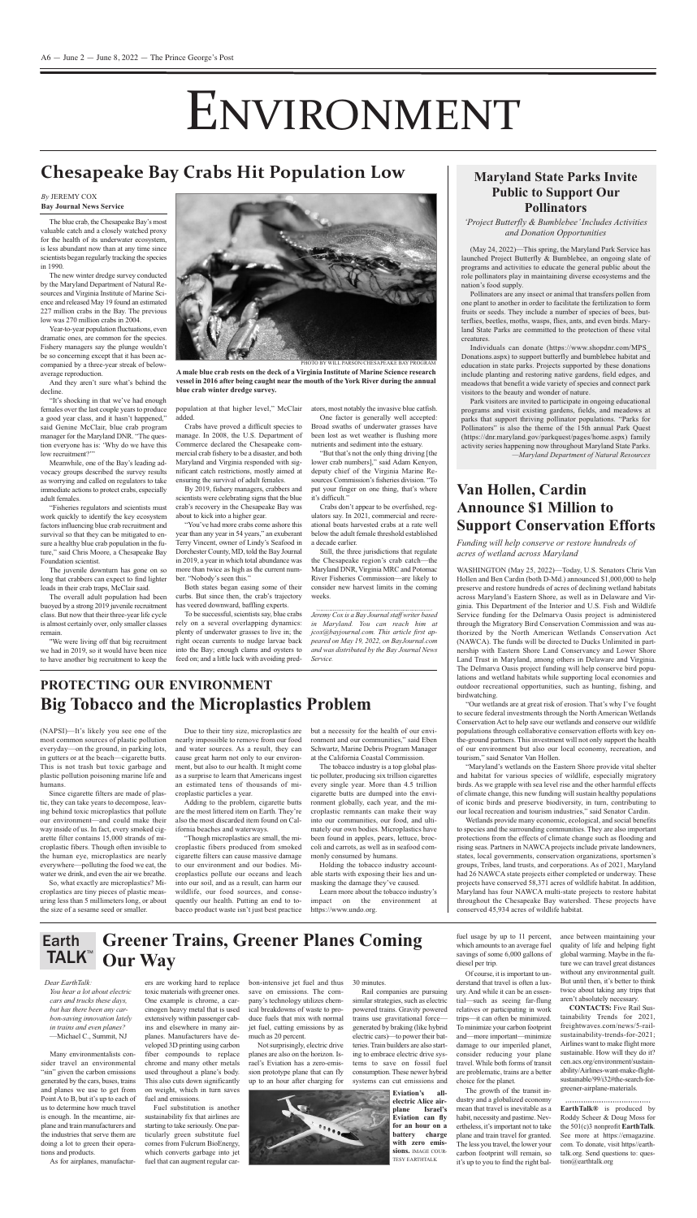# ENVIRONMENT

## Chesapeake Bay Crabs Hit Population Low

*By* JEREMY COX
**Bay Journal News Service**

The blue crab, the Chesapeake Bay's most valuable catch and a closely watched proxy for the health of its underwater ecosystem, is less abundant now than at any time since scientists began regularly tracking the species in 1990.

The new winter dredge survey conducted by the Maryland Department of Natural Resources and Virginia Institute of Marine Science and released May 19 found an estimated 227 million crabs in the Bay. The previous low was 270 million crabs in 2004.

Year-to-year population fluctuations, even dramatic ones, are common for the species. Fishery managers say the plunge wouldn't be so concerning except that it has been accompanied by a three-year streak of below-average reproduction.

And they aren't sure what's behind the decline.

"It's shocking in that we've had enough females over the last couple years to produce a good year class, and it hasn't happened," said Genine McClair, blue crab program manager for the Maryland DNR. "The question everyone has is: 'Why do we have this low recruitment?'"

Meanwhile, one of the Bay's leading advocacy groups described the survey results as worrying and called on regulators to take immediate actions to protect crabs, especially adult females.

"Fisheries regulators and scientists must work quickly to identify the key ecosystem factors influencing blue crab recruitment and survival so that they can be mitigated to ensure a healthy blue crab population in the future," said Chris Moore, a Chesapeake Bay Foundation scientist.

The juvenile downturn has gone on so long that crabbers can expect to find lighter loads in their crab traps, McClair said.

The overall adult population had been buoyed by a strong 2019 juvenile recruitment class. But now that their three-year life cycle is almost certainly over, only smaller classes remain.

"We were living off that big recruitment we had in 2019, so it would have been nice to have another big recruitment to keep the population at that higher level," McClair added.

Crabs have proved a difficult species to manage. In 2008, the U.S. Department of Commerce declared the Chesapeake commercial crab fishery to be a disaster, and both Maryland and Virginia responded with significant catch restrictions, mostly aimed at ensuring the survival of adult females.

By 2019, fishery managers, crabbers and scientists were celebrating signs that the blue crab's recovery in the Chesapeake Bay was about to kick into a higher gear.

"You've had more crabs come ashore this year than any year in 54 years," an exuberant Terry Vincent, owner of Lindy's Seafood in Dorchester County, MD, told the Bay Journal in 2019, a year in which total abundance was more than twice as high as the current number. "Nobody's seen this."

Both states began easing some of their curbs. But since then, the crab's trajectory has veered downward, baffling experts.

To be successful, scientists say, blue crabs rely on a several overlapping dynamics: plenty of underwater grasses to live in; the right ocean currents to nudge larvae back into the Bay; enough clams and oysters to feed on; and a little luck with avoiding predators, most notably the invasive blue catfish.

One factor is generally well accepted: Broad swaths of underwater grasses have been lost as wet weather is flushing more nutrients and sediment into the estuary.

"But that's not the only thing driving [the lower crab numbers]," said Adam Kenyon, deputy chief of the Virginia Marine Resources Commission's fisheries division. "To put your finger on one thing, that's where it's difficult."

Crabs don't appear to be overfished, regulators say. In 2021, commercial and recreational boats harvested crabs at a rate well below the adult female threshold established a decade earlier.

Still, the three jurisdictions that regulate the Chesapeake region's crab catch—the Maryland DNR, Virginia MRC and Potomac River Fisheries Commission—are likely to consider new harvest limits in the coming weeks.

*Jeremy Cox is a Bay Journal staff writer based in Maryland. You can reach him at jcox@bayjournal.com. This article first appeared on May 19, 2022, on BayJournal.com and was distributed by the Bay Journal News Service.*

PHOTO BY WILL PARSON/CHESAPEAKE BAY PROGRAM

**A male blue crab rests on the deck of a Virginia Institute of Marine Science research vessel in 2016 after being caught near the mouth of the York River during the annual blue crab winter dredge survey.**

## Maryland State Parks Invite Public to Support Our Pollinators

*'Project Butterfly & Bumblebee' Includes Activities and Donation Opportunities*

(May 24, 2022)—This spring, the Maryland Park Service has launched Project Butterfly & Bumblebee, an ongoing slate of programs and activities to educate the general public about the role pollinators play in maintaining diverse ecosystems and the nation's food supply.

Pollinators are any insect or animal that transfers pollen from one plant to another in order to facilitate the fertilization to form fruits or seeds. They include a number of species of bees, butterflies, beetles, moths, wasps, flies, ants, and even birds. Maryland State Parks are committed to the protection of these vital creatures.

Individuals can donate (https://www.shopdnr.com/MPS_Donations.aspx) to support butterfly and bumblebee habitat and education in state parks. Projects supported by these donations include planting and restoring native gardens, field edges, and meadows that benefit a wide variety of species and connect park visitors to the beauty and wonder of nature.

Park visitors are invited to participate in ongoing educational programs and visit existing gardens, fields, and meadows at parks that support thriving pollinator populations. "Parks for Pollinators" is also the theme of the 15th annual Park Quest (https://dnr.maryland.gov/parkquest/pages/home.aspx) family activity series happening now throughout Maryland State Parks.
*—Maryland Department of Natural Resources*

## Van Hollen, Cardin Announce $1 Million to Support Conservation Efforts

*Funding will help conserve or restore hundreds of acres of wetland across Maryland*

WASHINGTON (May 25, 2022)—Today, U.S. Senators Chris Van Hollen and Ben Cardin (both D-Md.) announced $1,000,000 to help preserve and restore hundreds of acres of declining wetland habitats across Maryland's Eastern Shore, as well as in Delaware and Virginia. This Department of the Interior and U.S. Fish and Wildlife Service funding for the Delmarva Oasis project is administered through the Migratory Bird Conservation Commission and was authorized by the North American Wetlands Conservation Act (NAWCA). The funds will be directed to Ducks Unlimited in partnership with Eastern Shore Land Conservancy and Lower Shore Land Trust in Maryland, among others in Delaware and Virginia. The Delmarva Oasis project funding will help conserve bird populations and wetland habitats while supporting local economies and outdoor recreational opportunities, such as hunting, fishing, and birdwatching.

"Our wetlands are at great risk of erosion. That's why I've fought to secure federal investments through the North American Wetlands Conservation Act to help save our wetlands and conserve our wildlife populations through collaborative conservation efforts with key on-the-ground partners. This investment will not only support the health of our environment but also our local economy, recreation, and tourism," said Senator Van Hollen.

"Maryland's wetlands on the Eastern Shore provide vital shelter and habitat for various species of wildlife, especially migratory birds. As we grapple with sea level rise and the other harmful effects of climate change, this new funding will sustain healthy populations of iconic birds and preserve biodiversity, in turn, contributing to our local recreation and tourism industries," said Senator Cardin.

Wetlands provide many economic, ecological, and social benefits to species and the surrounding communities. They are also important protections from the effects of climate change such as flooding and rising seas. Partners in NAWCA projects include private landowners, states, local governments, conservation organizations, sportsmen's groups, Tribes, land trusts, and corporations. As of 2021, Maryland had 26 NAWCA state projects either completed or underway. These projects have conserved 58,371 acres of wildlife habitat. In addition, Maryland has four NAWCA multi-state projects to restore habitat throughout the Chesapeake Bay watershed. These projects have conserved 45,934 acres of wildlife habitat.

## PROTECTING OUR ENVIRONMENT
## Big Tobacco and the Microplastics Problem

(NAPSI)—It's likely you see one of the most common sources of plastic pollution everyday—on the ground, in parking lots, in gutters or at the beach—cigarette butts. This is not trash but toxic garbage and plastic pollution poisoning marine life and humans.

Since cigarette filters are made of plastic, they can take years to decompose, leaving behind toxic microplastics that pollute our environment—and could make their way inside of us. In fact, every smoked cigarette filter contains 15,000 strands of microplastic fibers. Though often invisible to the human eye, microplastics are nearly everywhere—polluting the food we eat, the water we drink, and even the air we breathe.

So, what exactly are microplastics? Microplastics are tiny pieces of plastic measuring less than 5 millimeters long, or about the size of a sesame seed or smaller.

Due to their tiny size, microplastics are nearly impossible to remove from our food and water sources. As a result, they can cause great harm not only to our environment, but also to our health. It might come as a surprise to learn that Americans ingest an estimated tens of thousands of microplastic particles a year.

Adding to the problem, cigarette butts are the most littered item on Earth. They're also the most discarded item found on California beaches and waterways.

"Though microplastics are small, the microplastic fibers produced from smoked cigarette filters can cause massive damage to our environment and our bodies. Microplastics pollute our oceans and leach into our soil, and as a result, can harm our wildlife, our food sources, and consequently our health. Putting an end to tobacco product waste isn't just best practice but a necessity for the health of our environment and our communities," said Eben Schwartz, Marine Debris Program Manager at the California Coastal Commission.

The tobacco industry is a top global plastic polluter, producing six trillion cigarettes every single year. More than 4.5 trillion cigarette butts are dumped into the environment globally, each year, and the microplastic remnants can make their way into our communities, our food, and ultimately our own bodies. Microplastics have been found in apples, pears, lettuce, broccoli and carrots, as well as in seafood commonly consumed by humans.

Holding the tobacco industry accountable starts with exposing their lies and unmasking the damage they've caused.

Learn more about the tobacco industry's impact on the environment at https://www.undo.org.

## Earth TALK™ Greener Trains, Greener Planes Coming Our Way

*Dear EarthTalk:*
*You hear a lot about electric cars and trucks these days, but are there any carbon-saving innovation lately in trains and even planes?*
—Michael C., Summit, NJ

Many environmentalists consider travel an environmental "sin" given the carbon emissions generated by the cars, buses, trains and planes we use to get from Point A to B, but it's up to each of us to determine how much travel is enough. In the meantime, airplane and train manufacturers and the industries that serve them are doing a lot to green their operations and products.

As for airplanes, manufacturers are working hard to replace toxic materials with greener ones. One example is chrome, a carcinogen heavy metal that is used extensively within passenger cabins and elsewhere in many airplanes. Manufacturers have developed 3D printing using carbon fiber compounds to replace chrome and many other metals used throughout a plane's body. This also cuts down significantly on weight, which in turn saves fuel and emissions.

Fuel substitution is another sustainability fix that airlines are starting to take seriously. One particularly green substitute fuel comes from Fulcrum BioEnergy, which converts garbage into jet fuel that can augment regular carbon-intensive jet fuel and thus save on emissions. The company's technology utilizes chemical breakdowns of waste to produce fuels that mix with normal jet fuel, cutting emissions by as much as 20 percent.

Not surprisingly, electric drive planes are also on the horizon. Israel's Eviation has a zero-emission prototype plane that can fly up to an hour after charging for 30 minutes.

Rail companies are pursuing similar strategies, such as electric powered trains. Gravity powered trains use gravitational force—generated by braking (like hybrid electric cars)—to power their batteries. Train builders are also starting to embrace electric drive systems to save on fossil fuel consumption. These newer hybrid systems can cut emissions and fuel usage by up to 11 percent, which amounts to an average fuel savings of some 6,000 gallons of diesel per trip.

**Eviation's all-electric Alice airplane Israel's Eviation can fly for an hour on a battery charge with zero emissions.** IMAGE COURTESY EARTHTALK

Of course, it is important to understand that travel is often a luxury. And while it can be an essential—such as seeing far-flung relatives or participating in work trips—it can often be minimized. To minimize your carbon footprint and—more important—minimize damage to our imperiled planet, consider reducing your plane travel. While both forms of transit are problematic, trains are a better choice for the planet.

The growth of the transit industry and a globalized economy mean that travel is inevitable as a habit, necessity, and pastime. Nevertheless, it's important not to take plane and train travel for granted. The less you travel, the lower your carbon footprint will remain, so it's up to you to find the right balance between maintaining your quality of life and helping fight global warming. Maybe in the future we can travel great distances without any environmental guilt. But until then, it's better to think twice about taking any trips that aren't absolutely necessary.

**CONTACTS:** Five Rail Sustainability Trends for 2021, freightwaves.com/news/5-rail-sustainability-trends-for-2021; Airlines want to make flight more sustainable. How will they do it? cen.acs.org/environment/sustainability/Airlines-want-make-flight-sustainable/99/i32#the-search-for-greener-airplane-materials.

**EarthTalk®** is produced by Roddy Scheer & Doug Moss for the 501(c)3 nonprofit **EarthTalk**. See more at https://emagazine.com. To donate, visit https//earthtalk.org. Send questions to: question@earthtalk.org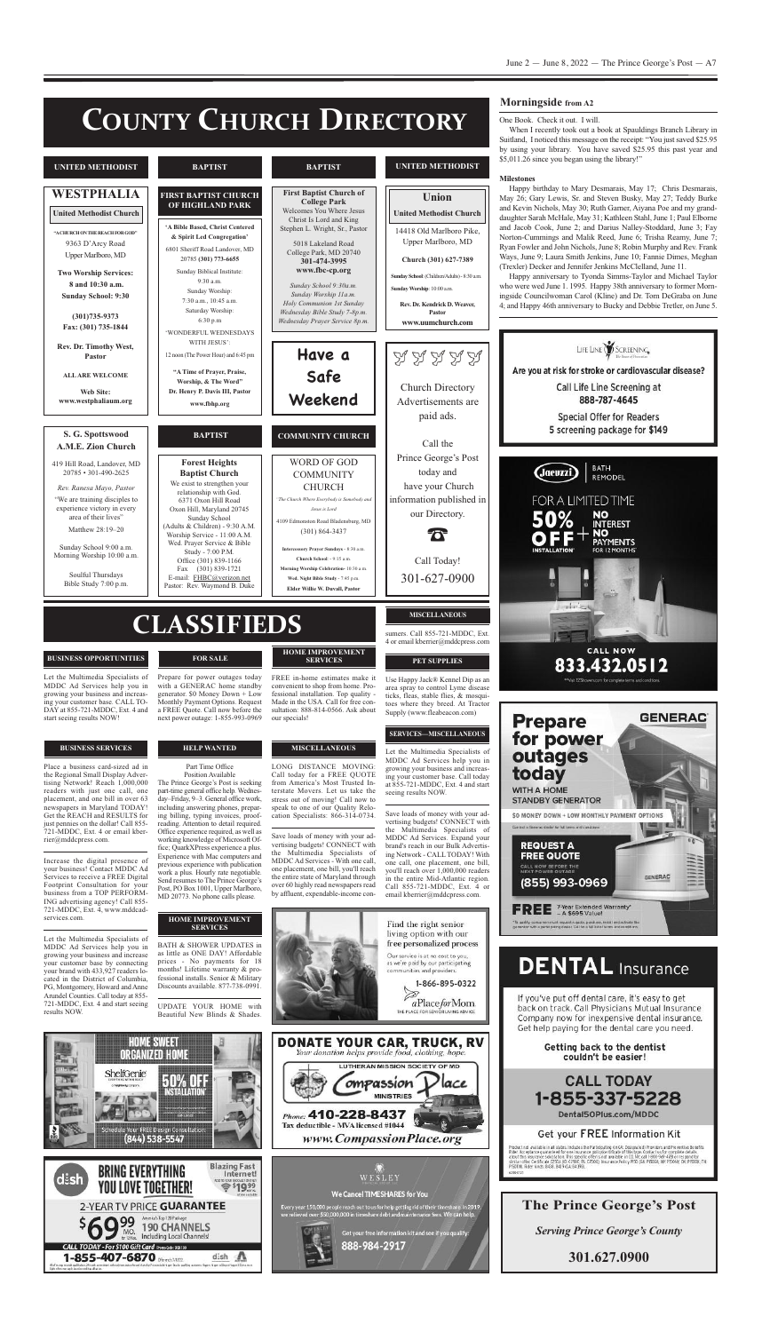# COUNTY CHURCH DIRECTORY

## UNITED METHODIST

**WESTPHALIA**

**United Methodist Church**

"A CHURCH ON THE REACH FOR GOD"

9363 D'Arcy Road
Upper Marlboro, MD

**Two Worship Services: 8 and 10:30 a.m.**
**Sunday School: 9:30**

**(301)735-9373**
**Fax: (301) 735-1844**

**Rev. Dr. Timothy West, Pastor**

**ALL ARE WELCOME**

**Web Site: www.westphaliaum.org**

## BAPTIST

**FIRST BAPTIST CHURCH OF HIGHLAND PARK**

**'A Bible Based, Christ Centered & Spirit Led Congregation'**

6801 Sheriff Road Landover, MD 20785 **(301) 773-6655**

Sunday Biblical Institute: 9:30 a.m.
Sunday Worship: 7:30 a.m., 10:45 a.m.
Saturday Worship: 6:30 p.m
"WONDERFUL WEDNESDAYS WITH JESUS":
12 noon (The Power Hour) and 6:45 pm

**"A Time of Prayer, Praise, Worship, & The Word"**
**Dr. Henry P. Davis III, Pastor**
**www.fbhp.org**

## BAPTIST

**First Baptist Church of College Park**

Welcomes You Where Jesus Christ Is Lord and King
Stephen L. Wright, Sr., Pastor

5018 Lakeland Road
College Park, MD 20740
**301-474-3995**
**www.fbc-cp.org**

*Sunday School 9:30a.m.*
*Sunday Worship 11a.m.*
*Holy Communion 1st Sunday*
*Wednesday Bible Study 7-8p.m.*
*Wednesday Prayer Service 8p.m.*

## UNITED METHODIST

**Union**

**United Methodist Church**

14418 Old Marlboro Pike, Upper Marlboro, MD

**Church (301) 627-7389**

**Sunday School** (Children/Adults) - 8:30 a.m.
**Sunday Worship**: 10:00 a.m.

**Rev. Dr. Kendrick D. Weaver, Pastor**
**www.uumchurch.com**

**S. G. Spottswood A.M.E. Zion Church**

419 Hill Road, Landover, MD 20785 • 301-490-2625

*Rev. Ranesa Mayo, Pastor*

"We are training disciples to experience victory in every area of their lives"

Matthew 28:19–20

Sunday School 9:00 a.m.
Morning Worship 10:00 a.m.

Soulful Thursdays
Bible Study 7:00 p.m.

**Have a Safe Weekend**

## BAPTIST

**Forest Heights Baptist Church**

We exist to strengthen your relationship with God.
6371 Oxon Hill Road
Oxon Hill, Maryland 20745
Sunday School
(Adults & Children) - 9:30 A.M.
Worship Service - 11:00 A.M.
Wed. Prayer Service & Bible Study - 7:00 P.M.
Office (301) 839-1166
Fax (301) 839-1721
E-mail: FHBC@verizon.net
Pastor: Rev. Waymond B. Duke

## COMMUNITY CHURCH

WORD OF GOD COMMUNITY CHURCH

*"The Church Where Everybody is Somebody and Jesus is Lord*

4109 Edmonston Road Bladensburg, MD
(301) 864-3437

**Intercessory Prayer Sundays** - 8:30 a.m.
**Church School** – 9:15 a.m.
**Morning Worship Celebration**- 10:30 a.m.
**Wed. Night Bible Study** - 7:45 p.m.
**Elder Willie W. Duvall, Pastor**

Church Directory Advertisements are paid ads.

Call the Prince George's Post today and have your Church information published in our Directory.

Call Today!
301-627-0900

## Morningside from A2

One Book. Check it out. I will.

When I recently took out a book at Spauldings Branch Library in Suitland, I noticed this message on the receipt: "You just saved $25.95 by using your library. You have saved $25.95 this past year and $5,011.26 since you began using the library!"

**Milestones**

Happy birthday to Mary Desmarais, May 17; Chris Desmarais, May 26; Gary Lewis, Sr. and Steven Busky, May 27; Teddy Burke and Kevin Nichols, May 30; Ruth Gamer, Aiyana Poe and my granddaughter Sarah McHale, May 31; Kathleen Stahl, June 1; Paul Elborne and Jacob Cook, June 2; and Darius Nalley-Stoddard, June 3; Fay Norton-Cummings and Malik Reed, June 6; Trisha Reamy, June 7; Ryan Fowler and John Nichols, June 8; Robin Murphy and Rev. Frank Ways, June 9; Laura Smith Jenkins, June 10; Fannie Dimes, Meghan (Trexler) Decker and Jennifer Jenkins McClelland, June 11.

Happy anniversary to Tyonda Simms-Taylor and Michael Taylor who were wed June 1. 1995. Happy 38th anniversary to former Morningside Councilwoman Carol (Kline) and Dr. Tom DeGraba on June 4; and Happy 46th anniversary to Bucky and Debbie Tretler, on June 5.

LIFE LINE SCREENING

Are you at risk for stroke or cardiovascular disease?

Call Life Line Screening at 888-787-4645

Special Offer for Readers
5 screening package for $149

Jacuzzi BATH REMODEL

FOR A LIMITED TIME
50% OFF INSTALLATION + NO INTEREST NO PAYMENTS FOR 12 MONTHS

CALL NOW
833.432.0512

# CLASSIFIEDS

## BUSINESS OPPORTUNITIES

Let the Multimedia Specialists of MDDC Ad Services help you in growing your business and increasing your customer base. CALL TODAY at 855-721-MDDC, Ext. 4 and start seeing results NOW!

## BUSINESS SERVICES

Place a business card-sized ad in the Regional Small Display Advertising Network! Reach 1,000,000 readers with just one call, one placement, and one bill in over 63 newspapers in Maryland TODAY! Get the REACH and RESULTS for just pennies on the dollar! Call 855-721-MDDC, Ext. 4 or email kberrier@mddcpress.com.

Increase the digital presence of your business! Contact MDDC Ad Services to receive a FREE Digital Footprint Consultation for your business from a TOP PERFORMING advertising agency! Call 855-721-MDDC, Ext. 4, www.mddcadservices.com.

Let the Multimedia Specialists of MDDC Ad Services help you in growing your business and increase your customer base by connecting your brand with 433,927 readers located in the District of Columbia, PG, Montgomery, Howard and Anne Arundel Counties. Call today at 855-721-MDDC, Ext. 4 and start seeing results NOW.

## FOR SALE

Prepare for power outages today with a GENERAC home standby generator. $0 Money Down + Low Monthly Payment Options. Request a FREE Quote. Call now before the next power outage: 1-855-993-0969

## HELP WANTED

Part Time Office Position Available

The Prince George's Post is seeking part-time general office help. Wednesday–Friday, 9–3. General office work, including answering phones, preparing billing, typing invoices, proofreading. Attention to detail required. Office experience required, as well as working knowledge of Microsoft Office; QuarkXPress experience a plus. Experience with Mac computers and previous experience with publication work a plus. Hourly rate negotiable. Send resumes to The Prince George's Post, PO Box 1001, Upper Marlboro, MD 20773. No phone calls please.

## HOME IMPROVEMENT SERVICES

BATH & SHOWER UPDATES in as little as ONE DAY! Affordable prices - No payments for 18 months! Lifetime warranty & professional installs. Senior & Military Discounts available. 877-738-0991.

UPDATE YOUR HOME with Beautiful New Blinds & Shades.

## HOME IMPROVEMENT SERVICES

FREE in-home estimates make it convenient to shop from home. Professional installation. Top quality - Made in the USA. Call for free consultation: 888-814-0566. Ask about our specials!

## MISCELLANEOUS

LONG DISTANCE MOVING: Call today for a FREE QUOTE from America's Most Trusted Interstate Movers. Let us take the stress out of moving! Call now to speak to one of our Quality Relocation Specialists: 866-314-0734.

Save loads of money with your advertising budgets! CONNECT with the Multimedia Specialists of MDDC Ad Services - With one call, one placement, one bill, you'll reach over 1,000,000 readers in the entire state of Maryland through over 60 highly read newspapers read by affluent, expendable-income consumers. Call 855-721-MDDC, Ext. 4 or email kberrier@mddcpress.com.

## PET SUPPLIES

Use Happy Jack® Kennel Dip as an area spray to control Lyme disease ticks, fleas, stable flies, & mosquitoes where they breed. At Tractor Supply (www.fleabeacon.com)

## SERVICES—MISCELLANEOUS

Let the Multimedia Specialists of MDDC Ad Services help you in growing your business and increasing your customer base. Call today at 855-721-MDDC, Ext. 4 and start seeing results NOW.

Save loads of money with your advertising budgets! CONNECT with the Multimedia Specialists of MDDC Ad Services. Expand your brand's reach in our Bulk Advertising Network - CALL TODAY! With one call, one placement, one bill, you'll reach over 1,000,000 readers in the entire Mid-Atlantic region. Call 855-721-MDDC, Ext. 4 or email kberrier@mddcpress.com.

Find the right senior living option with our free personalized process

Our service is at no cost to you, as we're paid by our participating communities and providers.

1-866-895-0322

A Place for Mom. THE PLACE FOR SENIOR LIVING ADVICE

GENERAC

Prepare for power outages today

WITH A HOME STANDBY GENERATOR

$0 MONEY DOWN + LOW MONTHLY PAYMENT OPTIONS

REQUEST A FREE QUOTE
CALL NOW BEFORE THE NEXT POWER OUTAGE
(855) 993-0969

FREE 7-Year Extended Warranty* – A $695 Value!

HOME SWEET ORGANIZED HOME

ShelfGenie

50% OFF INSTALLATION

Schedule Your FREE Design Consultation:
(844) 538-5547

DONATE YOUR CAR, TRUCK, RV
Your donation helps provide food, clothing, hope.

LUTHERAN MISSION SOCIETY OF MD
Compassion Place MINISTRIES

Phone: 410-228-8437
Tax deductible - MVA licensed #1044
www.CompassionPlace.org

DENTAL Insurance

If you've put off dental care, it's easy to get back on track. Call Physicians Mutual Insurance Company now for inexpensive dental insurance. Get help paying for the dental care you need.

Getting back to the dentist couldn't be easier!

CALL TODAY
1-855-337-5228
Dental50Plus.com/MDDC

Get your FREE Information Kit

dish

BRING EVERYTHING YOU LOVE TOGETHER!

Blazing Fast Internet! $19.99/mo.

2-YEAR TV PRICE GUARANTEE

$69.99/mo. for 12 mos. America's Top 120 Package 190 CHANNELS Including Local Channels!

CALL TODAY - For $100 Gift Card
1-855-407-6870

WESLEY

We Cancel TIMESHARES for You

Every year 150,000 people reach out to us for help getting rid of their timeshare. In 2019, we relieved over $50,000,000 in timeshare debt and maintenance fees. We can help.

Get your free information kit and see if you qualify:
888-984-2917

**The Prince George's Post**

*Serving Prince George's County*

**301.627.0900**